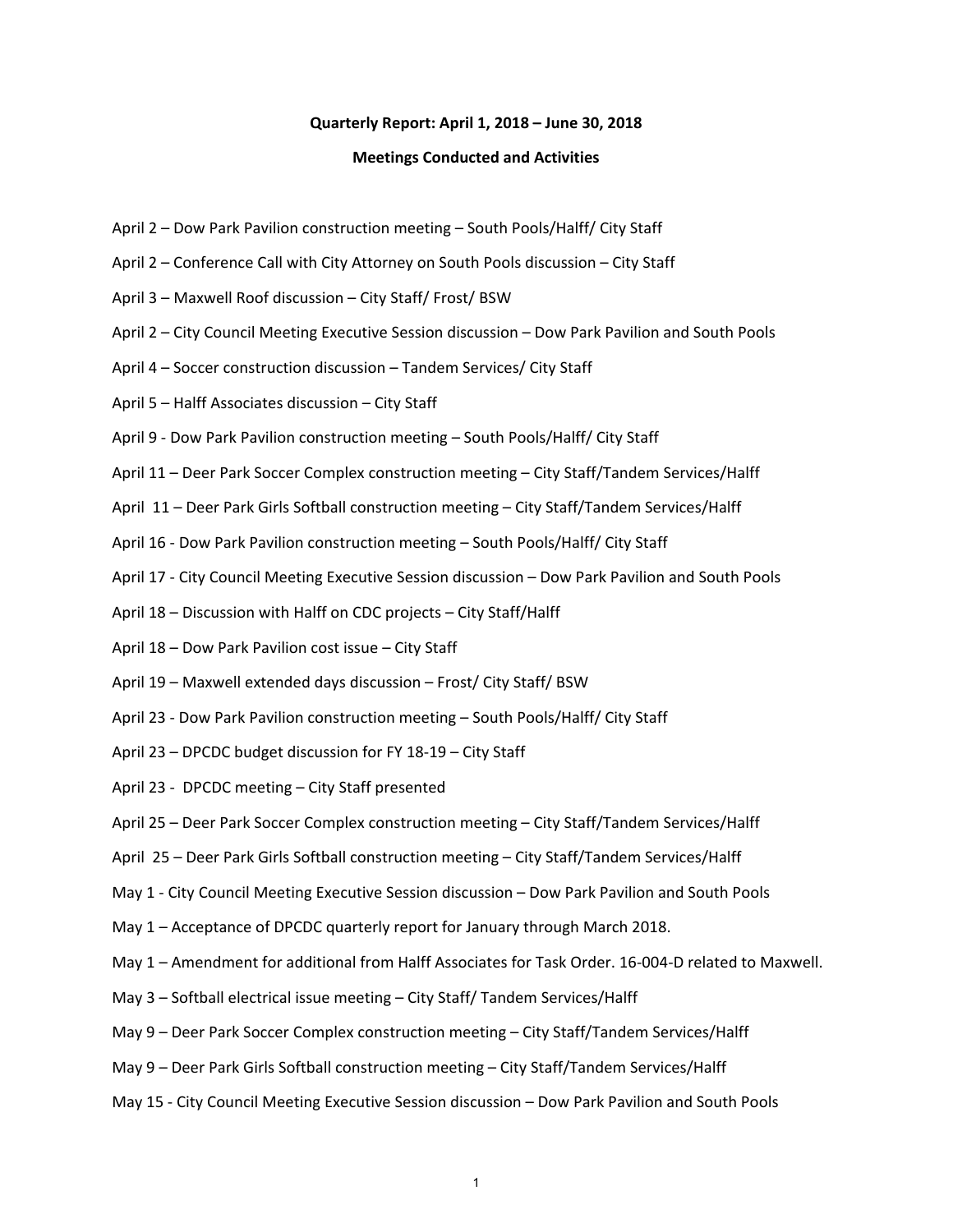**Quarterly Report: April 1, 2018 – June 30, 2018**

**Meetings Conducted and Activities**

April 2 – Dow Park Pavilion construction meeting – South Pools/Halff/ City Staff

April 2 – Conference Call with City Attorney on South Pools discussion – City Staff

April 3 – Maxwell Roof discussion – City Staff/ Frost/ BSW

April 2 – City Council Meeting Executive Session discussion – Dow Park Pavilion and South Pools

April 4 – Soccer construction discussion – Tandem Services/ City Staff

April 5 – Halff Associates discussion – City Staff

April 9 - Dow Park Pavilion construction meeting – South Pools/Halff/ City Staff

April 11 – Deer Park Soccer Complex construction meeting – City Staff/Tandem Services/Halff

April 11 – Deer Park Girls Softball construction meeting – City Staff/Tandem Services/Halff

April 16 - Dow Park Pavilion construction meeting – South Pools/Halff/ City Staff

April 17 - City Council Meeting Executive Session discussion – Dow Park Pavilion and South Pools

April 18 – Discussion with Halff on CDC projects – City Staff/Halff

April 18 – Dow Park Pavilion cost issue – City Staff

April 19 – Maxwell extended days discussion – Frost/ City Staff/ BSW

April 23 - Dow Park Pavilion construction meeting – South Pools/Halff/ City Staff

April 23 – DPCDC budget discussion for FY 18-19 – City Staff

April 23 - DPCDC meeting – City Staff presented

April 25 – Deer Park Soccer Complex construction meeting – City Staff/Tandem Services/Halff

April 25 – Deer Park Girls Softball construction meeting – City Staff/Tandem Services/Halff

May 1 - City Council Meeting Executive Session discussion – Dow Park Pavilion and South Pools

May 1 – Acceptance of DPCDC quarterly report for January through March 2018.

May 1 – Amendment for additional from Halff Associates for Task Order. 16-004-D related to Maxwell.

May 3 – Softball electrical issue meeting – City Staff/ Tandem Services/Halff

May 9 – Deer Park Soccer Complex construction meeting – City Staff/Tandem Services/Halff

May 9 – Deer Park Girls Softball construction meeting – City Staff/Tandem Services/Halff

May 15 - City Council Meeting Executive Session discussion – Dow Park Pavilion and South Pools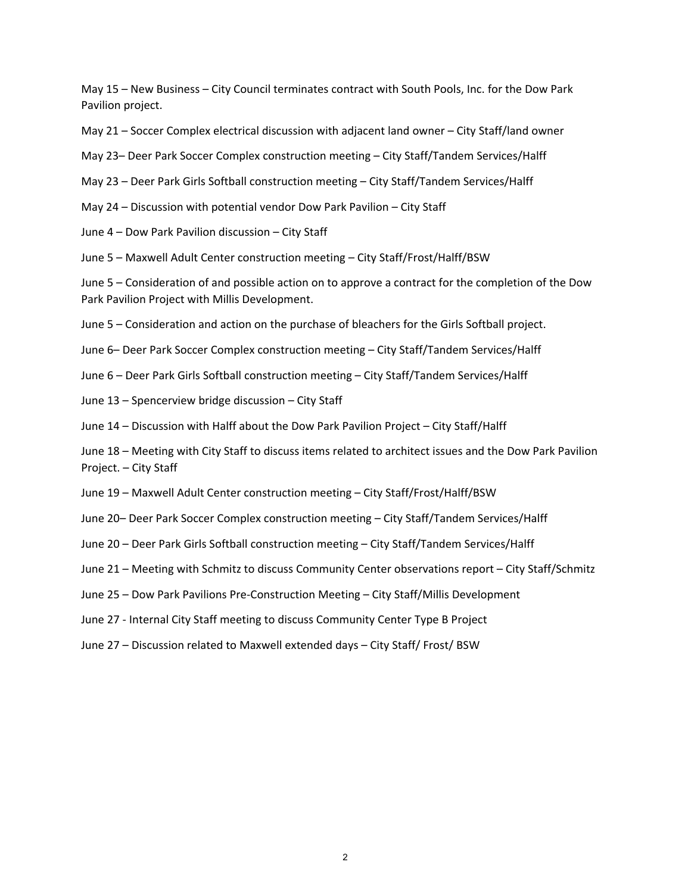May 15 – New Business – City Council terminates contract with South Pools, Inc. for the Dow Park Pavilion project.

May 21 – Soccer Complex electrical discussion with adjacent land owner – City Staff/land owner

May 23– Deer Park Soccer Complex construction meeting – City Staff/Tandem Services/Halff

May 23 – Deer Park Girls Softball construction meeting – City Staff/Tandem Services/Halff

May 24 – Discussion with potential vendor Dow Park Pavilion – City Staff

June 4 – Dow Park Pavilion discussion – City Staff

June 5 – Maxwell Adult Center construction meeting – City Staff/Frost/Halff/BSW

June 5 – Consideration of and possible action on to approve a contract for the completion of the Dow Park Pavilion Project with Millis Development.

June 5 – Consideration and action on the purchase of bleachers for the Girls Softball project.

June 6– Deer Park Soccer Complex construction meeting – City Staff/Tandem Services/Halff

June 6 – Deer Park Girls Softball construction meeting – City Staff/Tandem Services/Halff

June 13 – Spencerview bridge discussion – City Staff

June 14 – Discussion with Halff about the Dow Park Pavilion Project – City Staff/Halff

June 18 – Meeting with City Staff to discuss items related to architect issues and the Dow Park Pavilion Project. – City Staff

June 19 – Maxwell Adult Center construction meeting – City Staff/Frost/Halff/BSW

June 20– Deer Park Soccer Complex construction meeting – City Staff/Tandem Services/Halff

June 20 – Deer Park Girls Softball construction meeting – City Staff/Tandem Services/Halff

June 21 – Meeting with Schmitz to discuss Community Center observations report – City Staff/Schmitz

June 25 – Dow Park Pavilions Pre-Construction Meeting – City Staff/Millis Development

June 27 - Internal City Staff meeting to discuss Community Center Type B Project

June 27 – Discussion related to Maxwell extended days – City Staff/ Frost/ BSW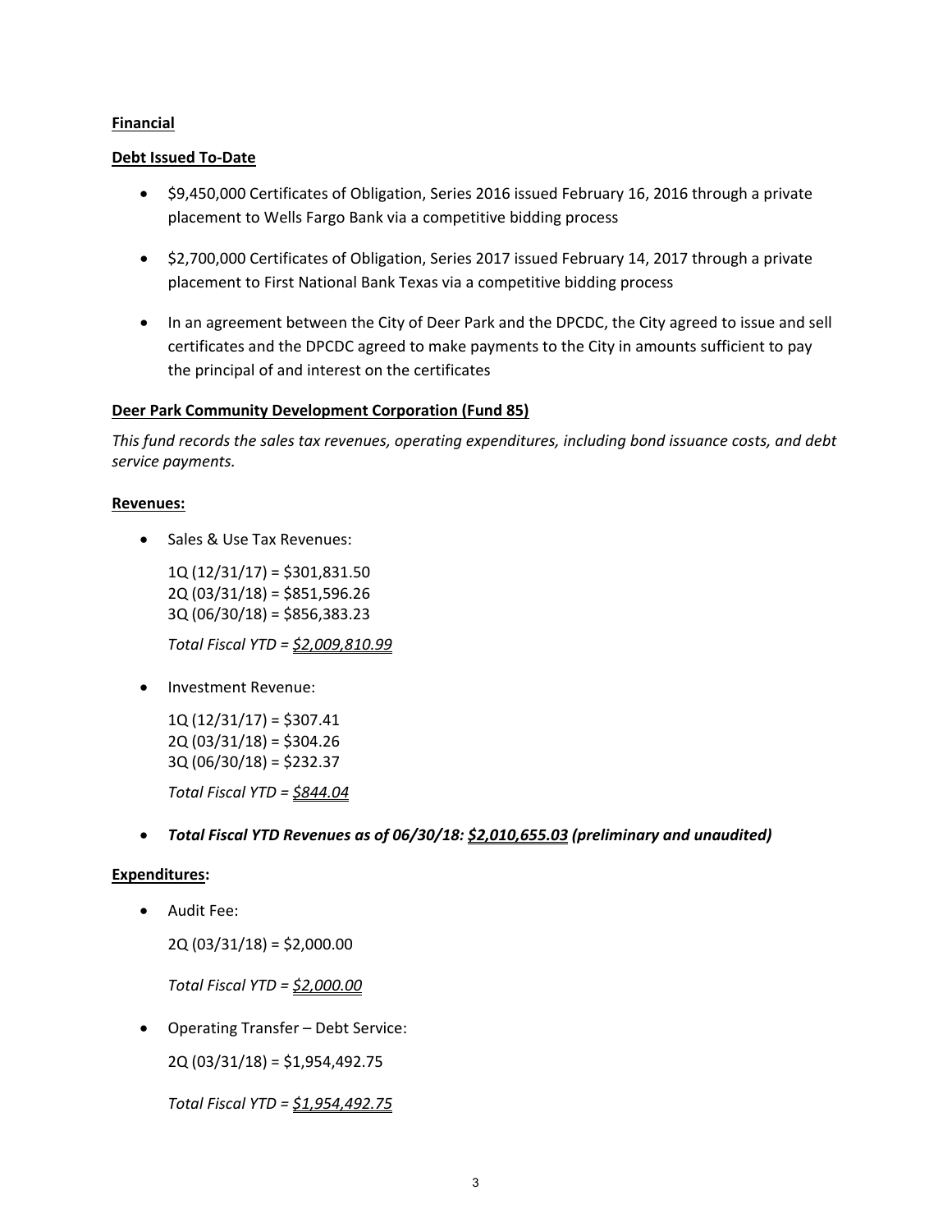**Financial**

**Debt Issued To-Date**

- $9,450,000 Certificates of Obligation, Series 2016 issued February 16, 2016 through a private placement to Wells Fargo Bank via a competitive bidding process
- $2,700,000 Certificates of Obligation, Series 2017 issued February 14, 2017 through a private placement to First National Bank Texas via a competitive bidding process
- In an agreement between the City of Deer Park and the DPCDC, the City agreed to issue and sell certificates and the DPCDC agreed to make payments to the City in amounts sufficient to pay the principal of and interest on the certificates

**Deer Park Community Development Corporation (Fund 85)**

*This fund records the sales tax revenues, operating expenditures, including bond issuance costs, and debt service payments.*

**Revenues:**

- Sales & Use Tax Revenues:

  1Q (12/31/17) = $301,831.50
  2Q (03/31/18) = $851,596.26
  3Q (06/30/18) = $856,383.23

  *Total Fiscal YTD = $2,009,810.99*

- Investment Revenue:

  1Q (12/31/17) = $307.41
  2Q (03/31/18) = $304.26
  3Q (06/30/18) = $232.37

  *Total Fiscal YTD = $844.04*

- ***Total Fiscal YTD Revenues as of 06/30/18: $2,010,655.03 (preliminary and unaudited)***

**Expenditures:**

- Audit Fee:

  2Q (03/31/18) = $2,000.00

  *Total Fiscal YTD = $2,000.00*

- Operating Transfer – Debt Service:

  2Q (03/31/18) = $1,954,492.75

  *Total Fiscal YTD = $1,954,492.75*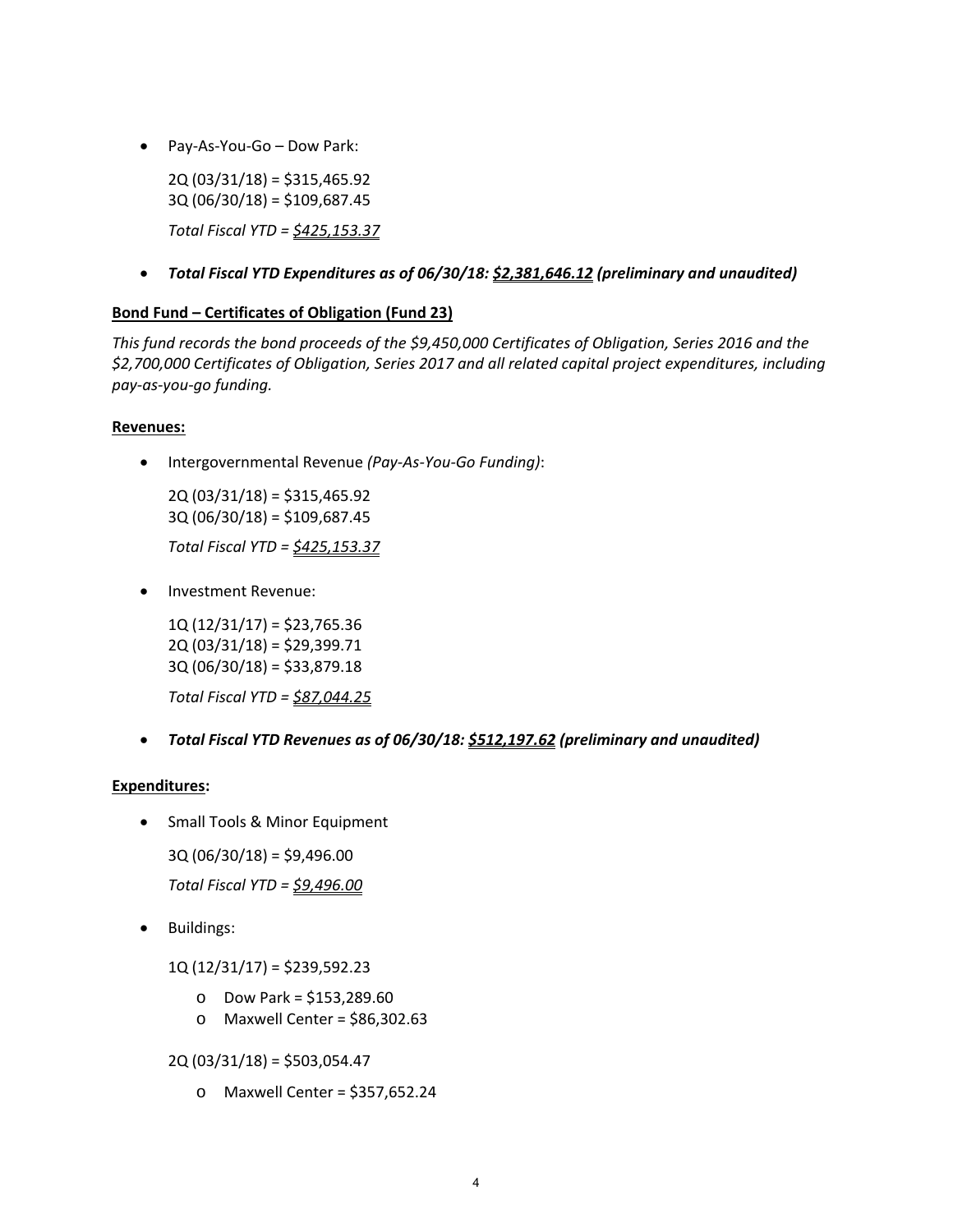- Pay-As-You-Go – Dow Park:

  2Q (03/31/18) = $315,465.92
  3Q (06/30/18) = $109,687.45

  *Total Fiscal YTD = __$425,153.37__*

- ***Total Fiscal YTD Expenditures as of 06/30/18: __$2,381,646.12__ (preliminary and unaudited)***

**__Bond Fund – Certificates of Obligation (Fund 23)__**

*This fund records the bond proceeds of the $9,450,000 Certificates of Obligation, Series 2016 and the $2,700,000 Certificates of Obligation, Series 2017 and all related capital project expenditures, including pay-as-you-go funding.*

**__Revenues:__**

- Intergovernmental Revenue *(Pay-As-You-Go Funding)*:

  2Q (03/31/18) = $315,465.92
  3Q (06/30/18) = $109,687.45

  *Total Fiscal YTD = __$425,153.37__*

- Investment Revenue:

  1Q (12/31/17) = $23,765.36
  2Q (03/31/18) = $29,399.71
  3Q (06/30/18) = $33,879.18

  *Total Fiscal YTD = __$87,044.25__*

- ***Total Fiscal YTD Revenues as of 06/30/18: __$512,197.62__ (preliminary and unaudited)***

**__Expenditures__:**

- Small Tools & Minor Equipment

  3Q (06/30/18) = $9,496.00

  *Total Fiscal YTD = __$9,496.00__*

- Buildings:

  1Q (12/31/17) = $239,592.23

  - Dow Park = $153,289.60
  - Maxwell Center = $86,302.63

  2Q (03/31/18) = $503,054.47

  - Maxwell Center = $357,652.24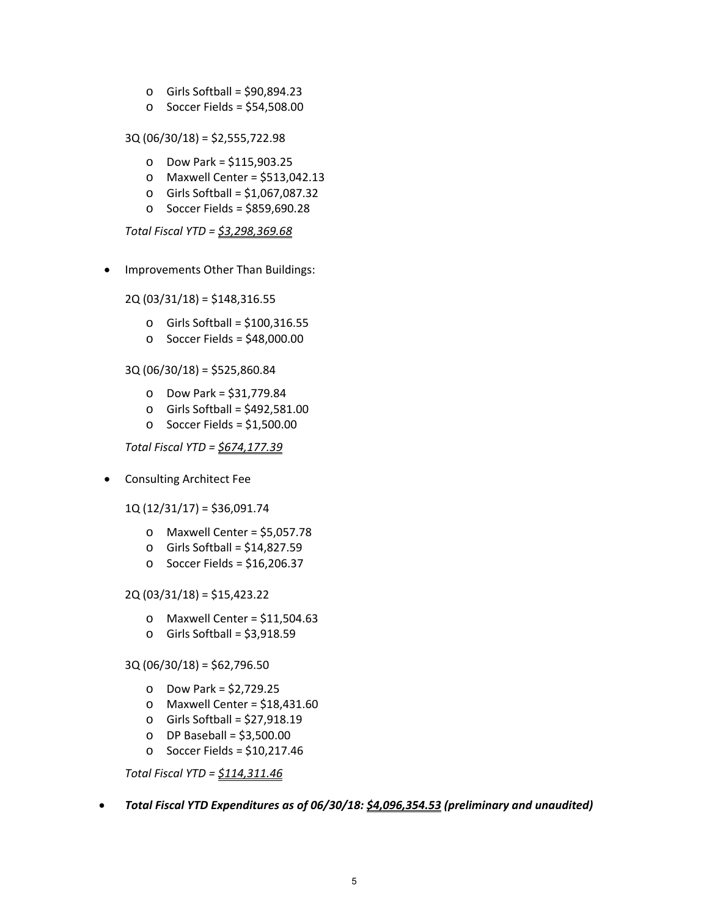- Girls Softball = $90,894.23
- Soccer Fields = $54,508.00

3Q (06/30/18) = $2,555,722.98

- Dow Park = $115,903.25
- Maxwell Center = $513,042.13
- Girls Softball = $1,067,087.32
- Soccer Fields = $859,690.28

*Total Fiscal YTD = <u>$3,298,369.68</u>*

- Improvements Other Than Buildings:

  2Q (03/31/18) = $148,316.55

  - Girls Softball = $100,316.55
  - Soccer Fields = $48,000.00

  3Q (06/30/18) = $525,860.84

  - Dow Park = $31,779.84
  - Girls Softball = $492,581.00
  - Soccer Fields = $1,500.00

  *Total Fiscal YTD = <u>$674,177.39</u>*

- Consulting Architect Fee

  1Q (12/31/17) = $36,091.74

  - Maxwell Center = $5,057.78
  - Girls Softball = $14,827.59
  - Soccer Fields = $16,206.37

  2Q (03/31/18) = $15,423.22

  - Maxwell Center = $11,504.63
  - Girls Softball = $3,918.59

  3Q (06/30/18) = $62,796.50

  - Dow Park = $2,729.25
  - Maxwell Center = $18,431.60
  - Girls Softball = $27,918.19
  - DP Baseball = $3,500.00
  - Soccer Fields = $10,217.46

  *Total Fiscal YTD = <u>$114,311.46</u>*

- ***Total Fiscal YTD Expenditures as of 06/30/18: <u>$4,096,354.53</u> (preliminary and unaudited)***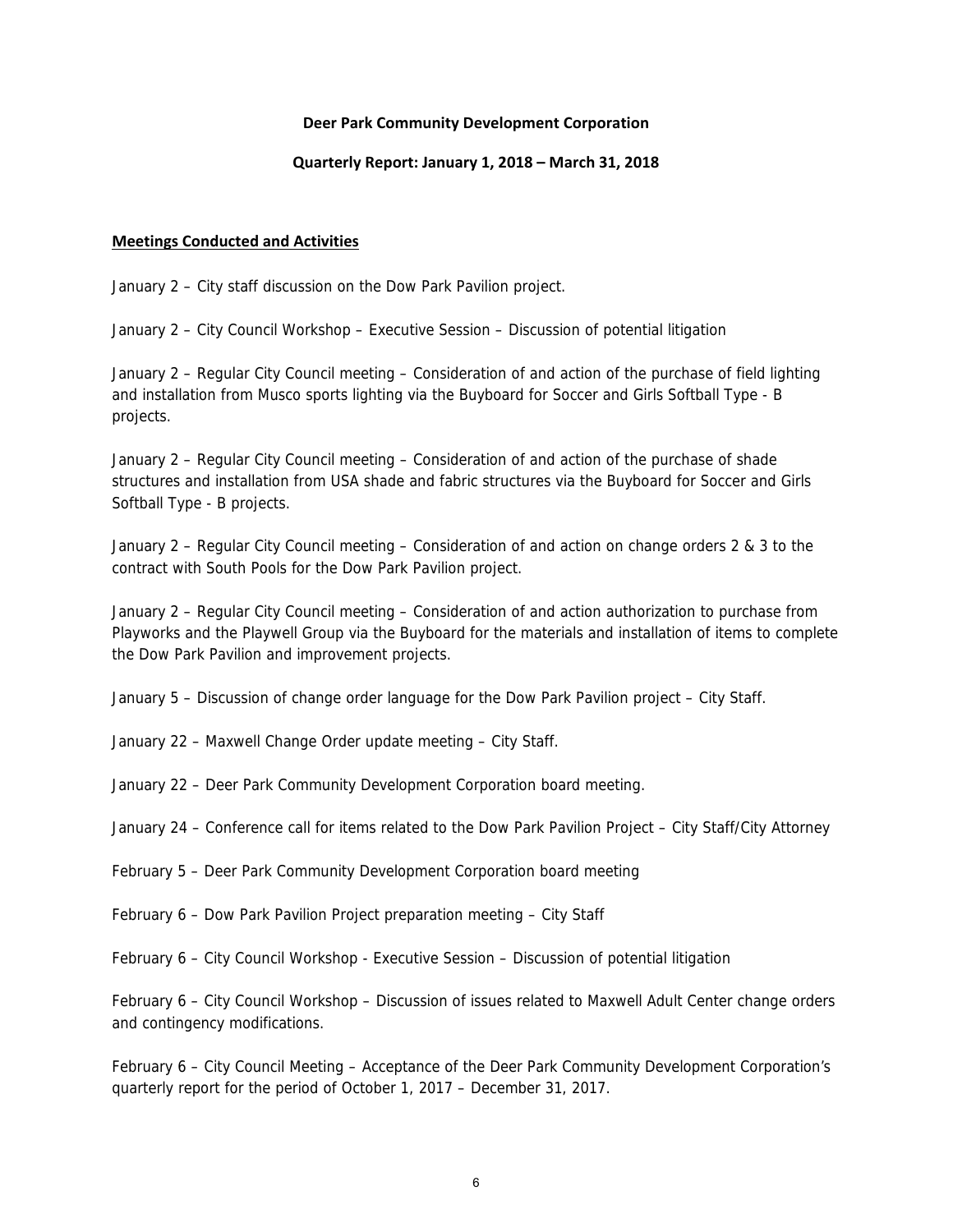**Deer Park Community Development Corporation**

**Quarterly Report: January 1, 2018 – March 31, 2018**

**Meetings Conducted and Activities**

January 2 – City staff discussion on the Dow Park Pavilion project.

January 2 – City Council Workshop – Executive Session – Discussion of potential litigation

January 2 – Regular City Council meeting – Consideration of and action of the purchase of field lighting and installation from Musco sports lighting via the Buyboard for Soccer and Girls Softball Type - B projects.

January 2 – Regular City Council meeting – Consideration of and action of the purchase of shade structures and installation from USA shade and fabric structures via the Buyboard for Soccer and Girls Softball Type - B projects.

January 2 – Regular City Council meeting – Consideration of and action on change orders 2 & 3 to the contract with South Pools for the Dow Park Pavilion project.

January 2 – Regular City Council meeting – Consideration of and action authorization to purchase from Playworks and the Playwell Group via the Buyboard for the materials and installation of items to complete the Dow Park Pavilion and improvement projects.

January 5 – Discussion of change order language for the Dow Park Pavilion project – City Staff.

January 22 – Maxwell Change Order update meeting – City Staff.

January 22 – Deer Park Community Development Corporation board meeting.

January 24 – Conference call for items related to the Dow Park Pavilion Project – City Staff/City Attorney

February 5 – Deer Park Community Development Corporation board meeting

February 6 – Dow Park Pavilion Project preparation meeting – City Staff

February 6 – City Council Workshop - Executive Session – Discussion of potential litigation

February 6 – City Council Workshop – Discussion of issues related to Maxwell Adult Center change orders and contingency modifications.

February 6 – City Council Meeting – Acceptance of the Deer Park Community Development Corporation's quarterly report for the period of October 1, 2017 – December 31, 2017.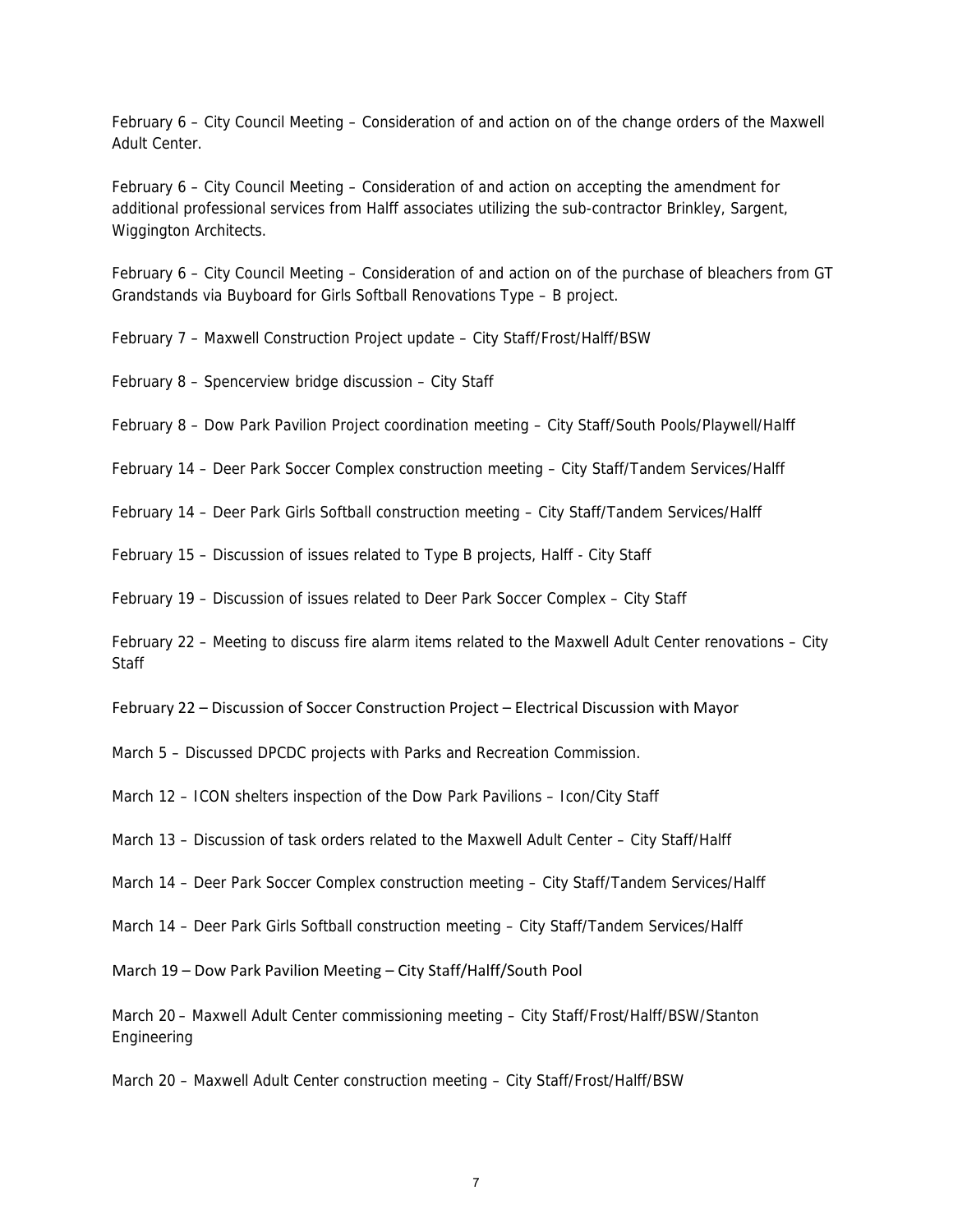February 6 – City Council Meeting – Consideration of and action on of the change orders of the Maxwell Adult Center.

February 6 – City Council Meeting – Consideration of and action on accepting the amendment for additional professional services from Halff associates utilizing the sub-contractor Brinkley, Sargent, Wiggington Architects.

February 6 – City Council Meeting – Consideration of and action on of the purchase of bleachers from GT Grandstands via Buyboard for Girls Softball Renovations Type – B project.

February 7 – Maxwell Construction Project update – City Staff/Frost/Halff/BSW

February 8 – Spencerview bridge discussion – City Staff

February 8 – Dow Park Pavilion Project coordination meeting – City Staff/South Pools/Playwell/Halff

February 14 – Deer Park Soccer Complex construction meeting – City Staff/Tandem Services/Halff

February 14 – Deer Park Girls Softball construction meeting – City Staff/Tandem Services/Halff

February 15 – Discussion of issues related to Type B projects, Halff - City Staff

February 19 – Discussion of issues related to Deer Park Soccer Complex – City Staff

February 22 – Meeting to discuss fire alarm items related to the Maxwell Adult Center renovations – City Staff

February 22 – Discussion of Soccer Construction Project – Electrical Discussion with Mayor

March 5 – Discussed DPCDC projects with Parks and Recreation Commission.

March 12 – ICON shelters inspection of the Dow Park Pavilions – Icon/City Staff

March 13 – Discussion of task orders related to the Maxwell Adult Center – City Staff/Halff

March 14 – Deer Park Soccer Complex construction meeting – City Staff/Tandem Services/Halff

March 14 – Deer Park Girls Softball construction meeting – City Staff/Tandem Services/Halff

March 19 – Dow Park Pavilion Meeting – City Staff/Halff/South Pool

March 20 – Maxwell Adult Center commissioning meeting – City Staff/Frost/Halff/BSW/Stanton Engineering

March 20 – Maxwell Adult Center construction meeting – City Staff/Frost/Halff/BSW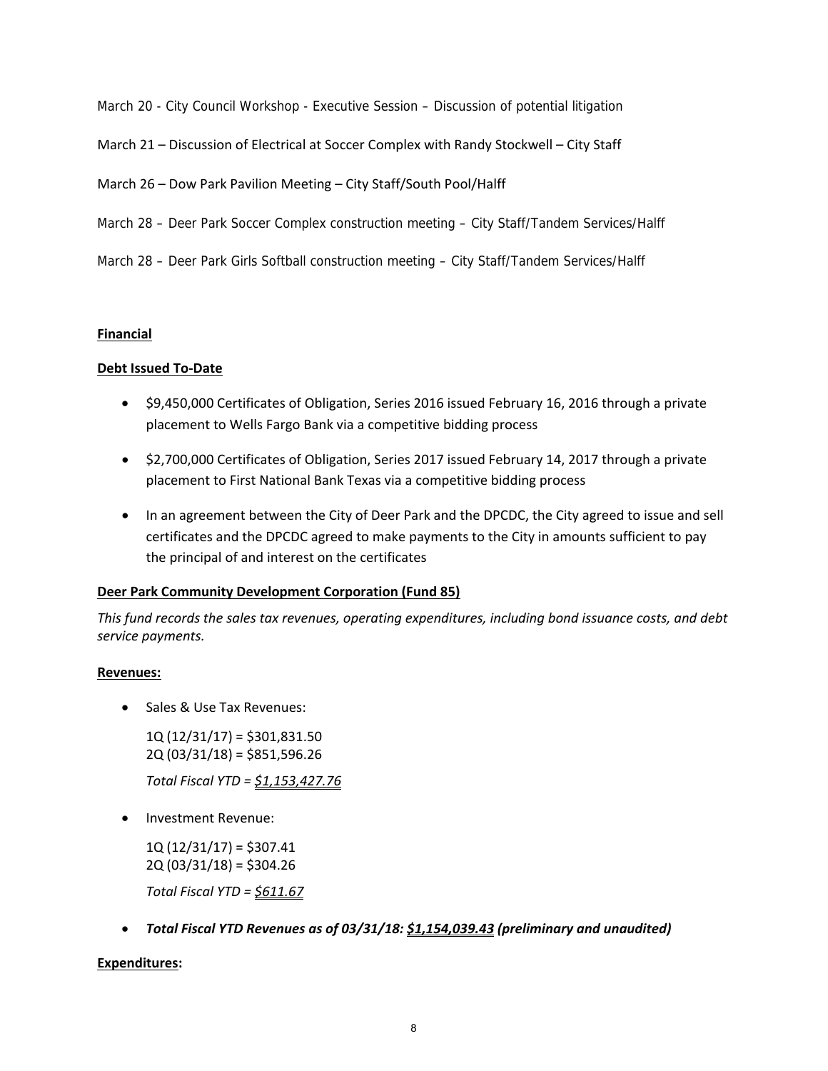March 20 - City Council Workshop - Executive Session – Discussion of potential litigation

March 21 – Discussion of Electrical at Soccer Complex with Randy Stockwell – City Staff

March 26 – Dow Park Pavilion Meeting – City Staff/South Pool/Halff

March 28 – Deer Park Soccer Complex construction meeting – City Staff/Tandem Services/Halff

March 28 – Deer Park Girls Softball construction meeting – City Staff/Tandem Services/Halff

**Financial**

**Debt Issued To-Date**

- $9,450,000 Certificates of Obligation, Series 2016 issued February 16, 2016 through a private placement to Wells Fargo Bank via a competitive bidding process
- $2,700,000 Certificates of Obligation, Series 2017 issued February 14, 2017 through a private placement to First National Bank Texas via a competitive bidding process
- In an agreement between the City of Deer Park and the DPCDC, the City agreed to issue and sell certificates and the DPCDC agreed to make payments to the City in amounts sufficient to pay the principal of and interest on the certificates

**Deer Park Community Development Corporation (Fund 85)**

*This fund records the sales tax revenues, operating expenditures, including bond issuance costs, and debt service payments.*

**Revenues:**

- Sales & Use Tax Revenues:

  1Q (12/31/17) = $301,831.50
  2Q (03/31/18) = $851,596.26

  *Total Fiscal YTD = $1,153,427.76*

- Investment Revenue:

  1Q (12/31/17) = $307.41
  2Q (03/31/18) = $304.26

  *Total Fiscal YTD = $611.67*

- ***Total Fiscal YTD Revenues as of 03/31/18: $1,154,039.43 (preliminary and unaudited)***

**Expenditures:**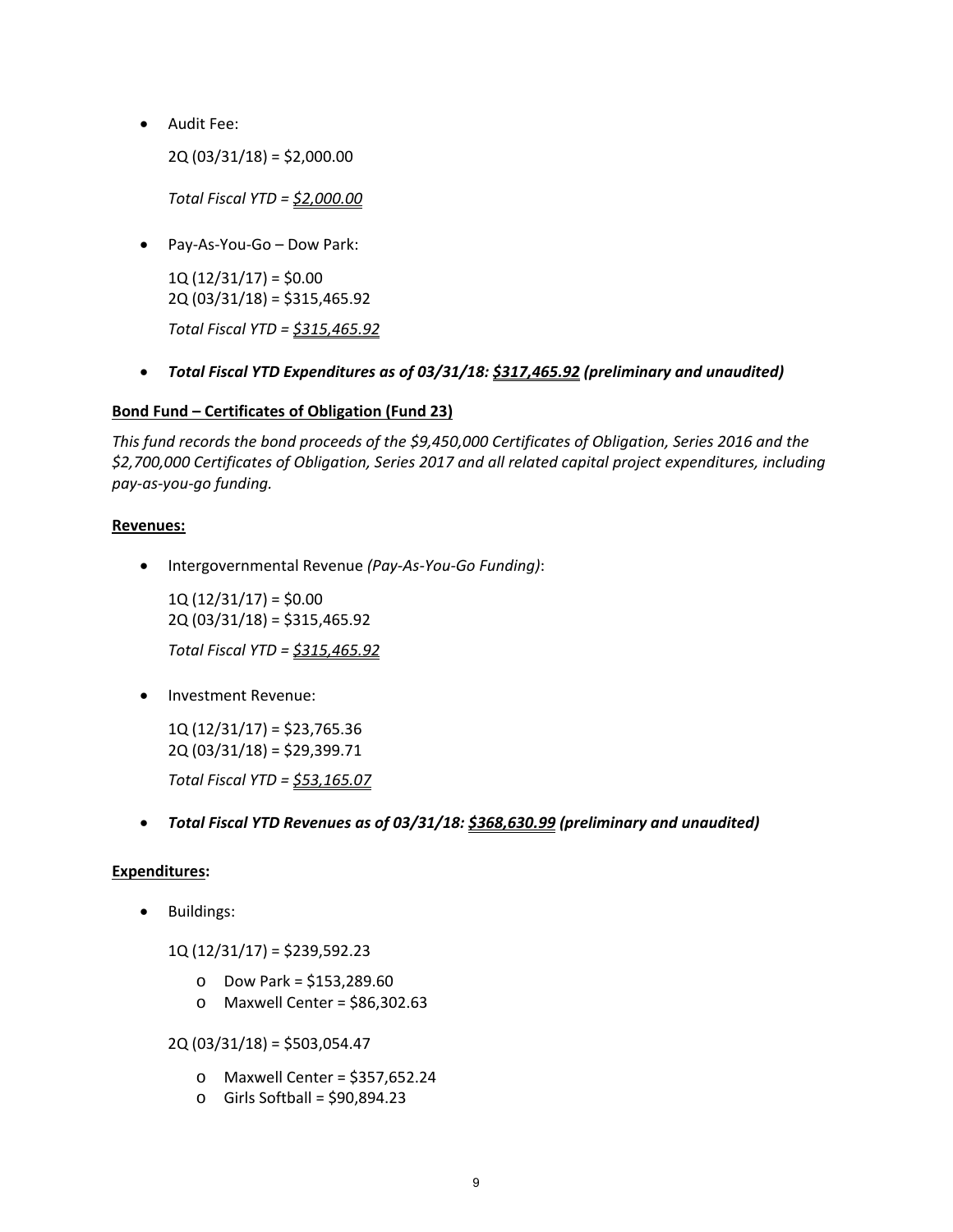- Audit Fee:

  2Q (03/31/18) = $2,000.00

  *Total Fiscal YTD = <u>$2,000.00</u>*

- Pay-As-You-Go – Dow Park:

  1Q (12/31/17) = $0.00
  2Q (03/31/18) = $315,465.92

  *Total Fiscal YTD = <u>$315,465.92</u>*

- ***Total Fiscal YTD Expenditures as of 03/31/18: <u>$317,465.92</u> (preliminary and unaudited)***

**<u>Bond Fund – Certificates of Obligation (Fund 23)</u>**

*This fund records the bond proceeds of the $9,450,000 Certificates of Obligation, Series 2016 and the $2,700,000 Certificates of Obligation, Series 2017 and all related capital project expenditures, including pay-as-you-go funding.*

**<u>Revenues:</u>**

- Intergovernmental Revenue *(Pay-As-You-Go Funding)*:

  1Q (12/31/17) = $0.00
  2Q (03/31/18) = $315,465.92

  *Total Fiscal YTD = <u>$315,465.92</u>*

- Investment Revenue:

  1Q (12/31/17) = $23,765.36
  2Q (03/31/18) = $29,399.71

  *Total Fiscal YTD = <u>$53,165.07</u>*

- ***Total Fiscal YTD Revenues as of 03/31/18: <u>$368,630.99</u> (preliminary and unaudited)***

**<u>Expenditures</u>:**

- Buildings:

  1Q (12/31/17) = $239,592.23

  - Dow Park = $153,289.60
  - Maxwell Center = $86,302.63

  2Q (03/31/18) = $503,054.47

  - Maxwell Center = $357,652.24
  - Girls Softball = $90,894.23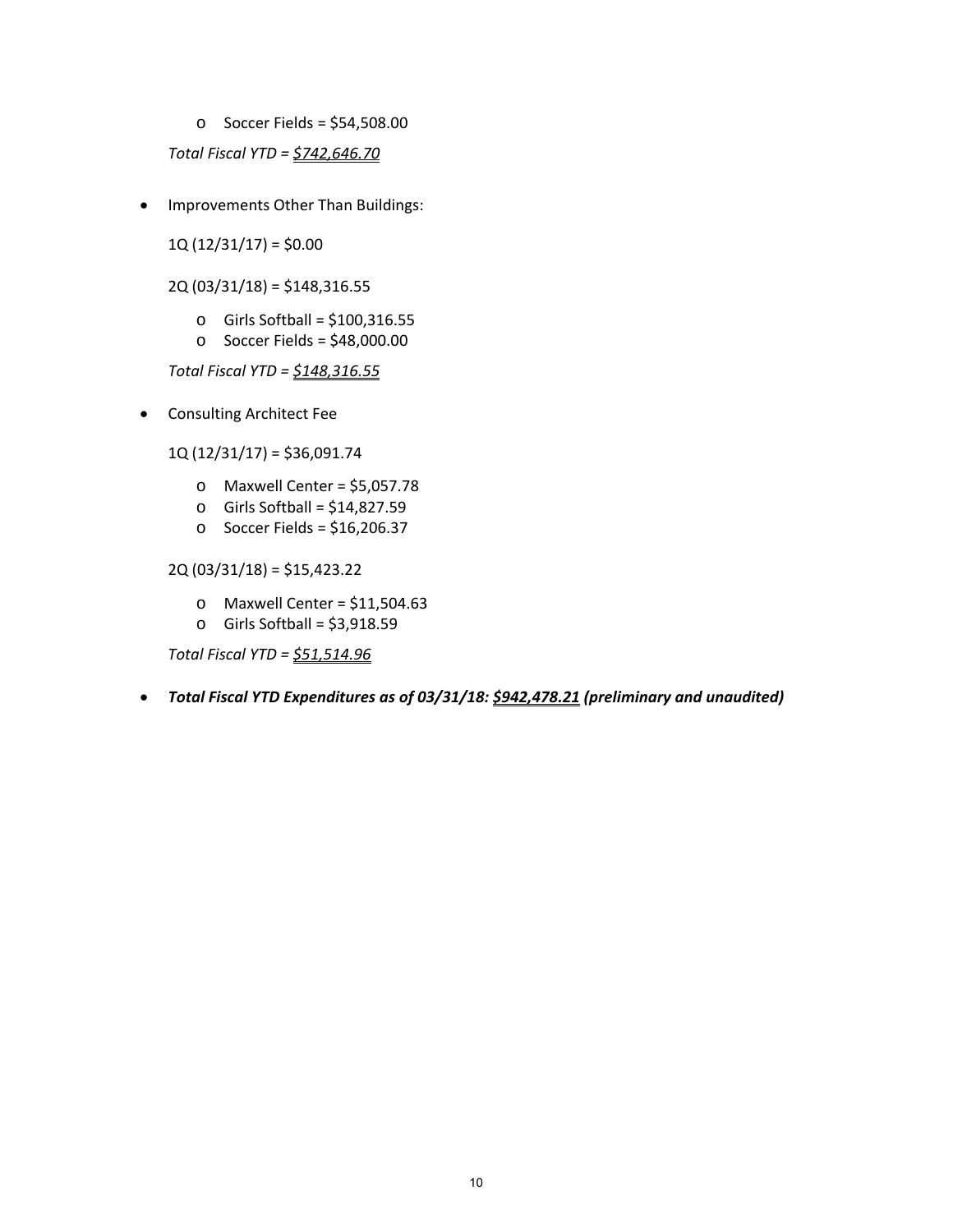- Soccer Fields = $54,508.00

*Total Fiscal YTD = <u>$742,646.70</u>*

- Improvements Other Than Buildings:

  1Q (12/31/17) = $0.00

  2Q (03/31/18) = $148,316.55

  - Girls Softball = $100,316.55
  - Soccer Fields = $48,000.00

  *Total Fiscal YTD = <u>$148,316.55</u>*

- Consulting Architect Fee

  1Q (12/31/17) = $36,091.74

  - Maxwell Center = $5,057.78
  - Girls Softball = $14,827.59
  - Soccer Fields = $16,206.37

  2Q (03/31/18) = $15,423.22

  - Maxwell Center = $11,504.63
  - Girls Softball = $3,918.59

  *Total Fiscal YTD = <u>$51,514.96</u>*

- ***Total Fiscal YTD Expenditures as of 03/31/18: <u>$942,478.21</u> (preliminary and unaudited)***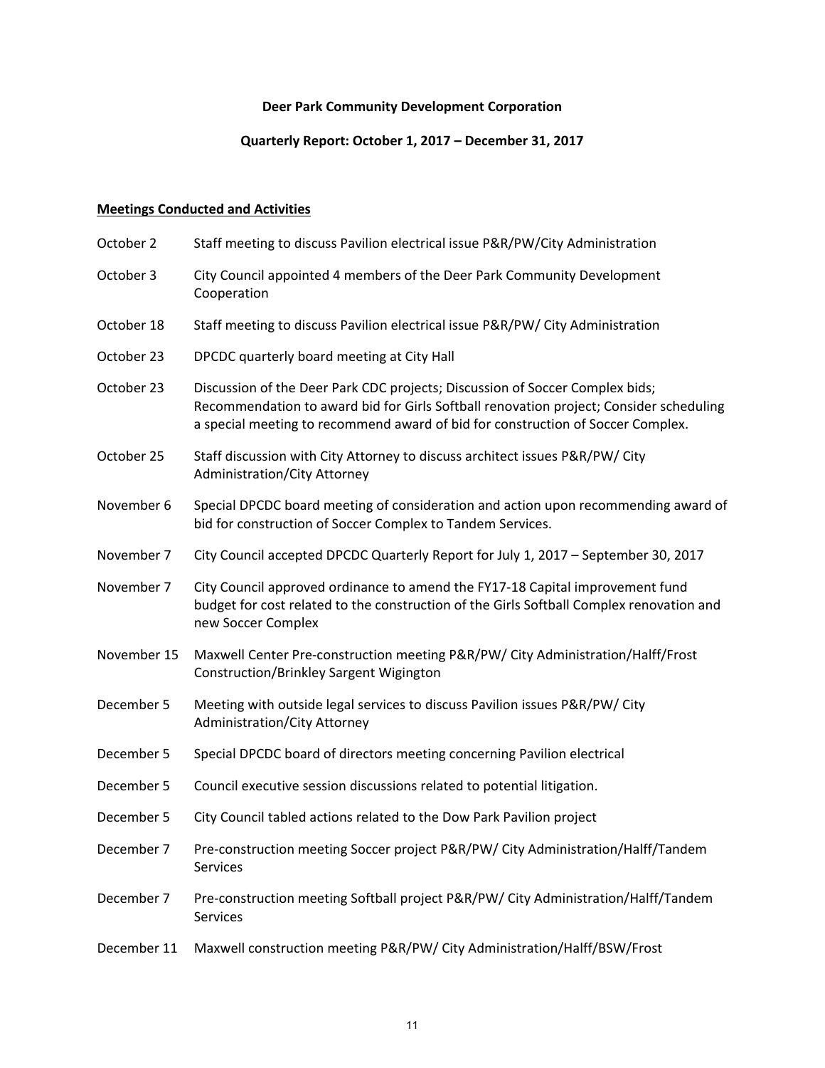**Deer Park Community Development Corporation**

**Quarterly Report: October 1, 2017 – December 31, 2017**

**<u>Meetings Conducted and Activities</u>**

| | |
|---|---|
| October 2 | Staff meeting to discuss Pavilion electrical issue P&R/PW/City Administration |
| October 3 | City Council appointed 4 members of the Deer Park Community Development Cooperation |
| October 18 | Staff meeting to discuss Pavilion electrical issue P&R/PW/ City Administration |
| October 23 | DPCDC quarterly board meeting at City Hall |
| October 23 | Discussion of the Deer Park CDC projects; Discussion of Soccer Complex bids; Recommendation to award bid for Girls Softball renovation project; Consider scheduling a special meeting to recommend award of bid for construction of Soccer Complex. |
| October 25 | Staff discussion with City Attorney to discuss architect issues P&R/PW/ City Administration/City Attorney |
| November 6 | Special DPCDC board meeting of consideration and action upon recommending award of bid for construction of Soccer Complex to Tandem Services. |
| November 7 | City Council accepted DPCDC Quarterly Report for July 1, 2017 – September 30, 2017 |
| November 7 | City Council approved ordinance to amend the FY17-18 Capital improvement fund budget for cost related to the construction of the Girls Softball Complex renovation and new Soccer Complex |
| November 15 | Maxwell Center Pre-construction meeting P&R/PW/ City Administration/Halff/Frost Construction/Brinkley Sargent Wigington |
| December 5 | Meeting with outside legal services to discuss Pavilion issues P&R/PW/ City Administration/City Attorney |
| December 5 | Special DPCDC board of directors meeting concerning Pavilion electrical |
| December 5 | Council executive session discussions related to potential litigation. |
| December 5 | City Council tabled actions related to the Dow Park Pavilion project |
| December 7 | Pre-construction meeting Soccer project P&R/PW/ City Administration/Halff/Tandem Services |
| December 7 | Pre-construction meeting Softball project P&R/PW/ City Administration/Halff/Tandem Services |
| December 11 | Maxwell construction meeting P&R/PW/ City Administration/Halff/BSW/Frost |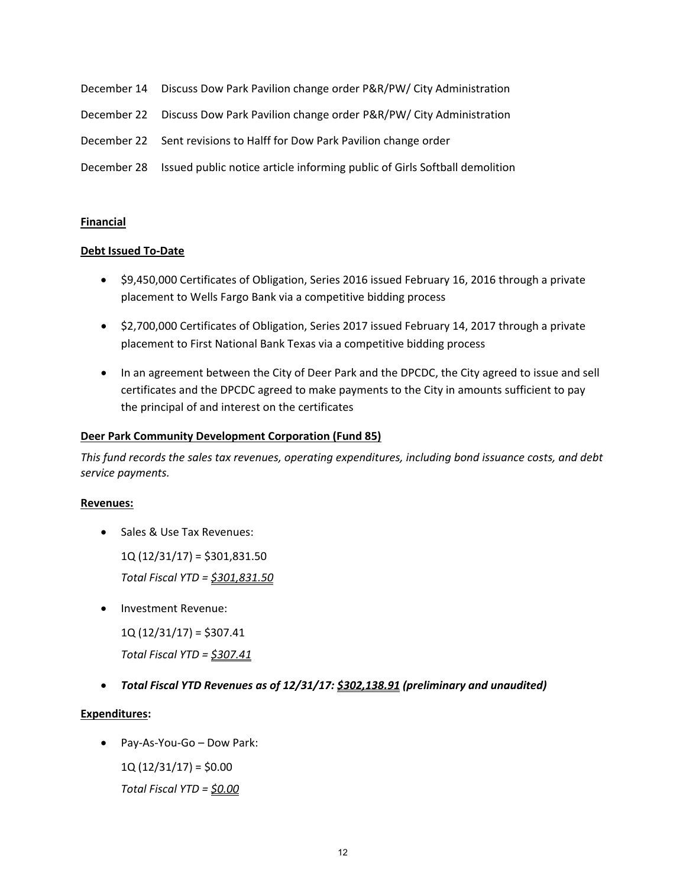December 14 Discuss Dow Park Pavilion change order P&R/PW/ City Administration

December 22 Discuss Dow Park Pavilion change order P&R/PW/ City Administration

December 22 Sent revisions to Halff for Dow Park Pavilion change order

December 28 Issued public notice article informing public of Girls Softball demolition

**Financial**

**Debt Issued To-Date**

- $9,450,000 Certificates of Obligation, Series 2016 issued February 16, 2016 through a private placement to Wells Fargo Bank via a competitive bidding process
- $2,700,000 Certificates of Obligation, Series 2017 issued February 14, 2017 through a private placement to First National Bank Texas via a competitive bidding process
- In an agreement between the City of Deer Park and the DPCDC, the City agreed to issue and sell certificates and the DPCDC agreed to make payments to the City in amounts sufficient to pay the principal of and interest on the certificates

**Deer Park Community Development Corporation (Fund 85)**

*This fund records the sales tax revenues, operating expenditures, including bond issuance costs, and debt service payments.*

**Revenues:**

- Sales & Use Tax Revenues:

  1Q (12/31/17) = $301,831.50

  *Total Fiscal YTD = $301,831.50*

- Investment Revenue:

  1Q (12/31/17) = $307.41

  *Total Fiscal YTD = $307.41*

- ***Total Fiscal YTD Revenues as of 12/31/17: $302,138.91 (preliminary and unaudited)***

**Expenditures:**

- Pay-As-You-Go – Dow Park:

  1Q (12/31/17) = $0.00

  *Total Fiscal YTD = $0.00*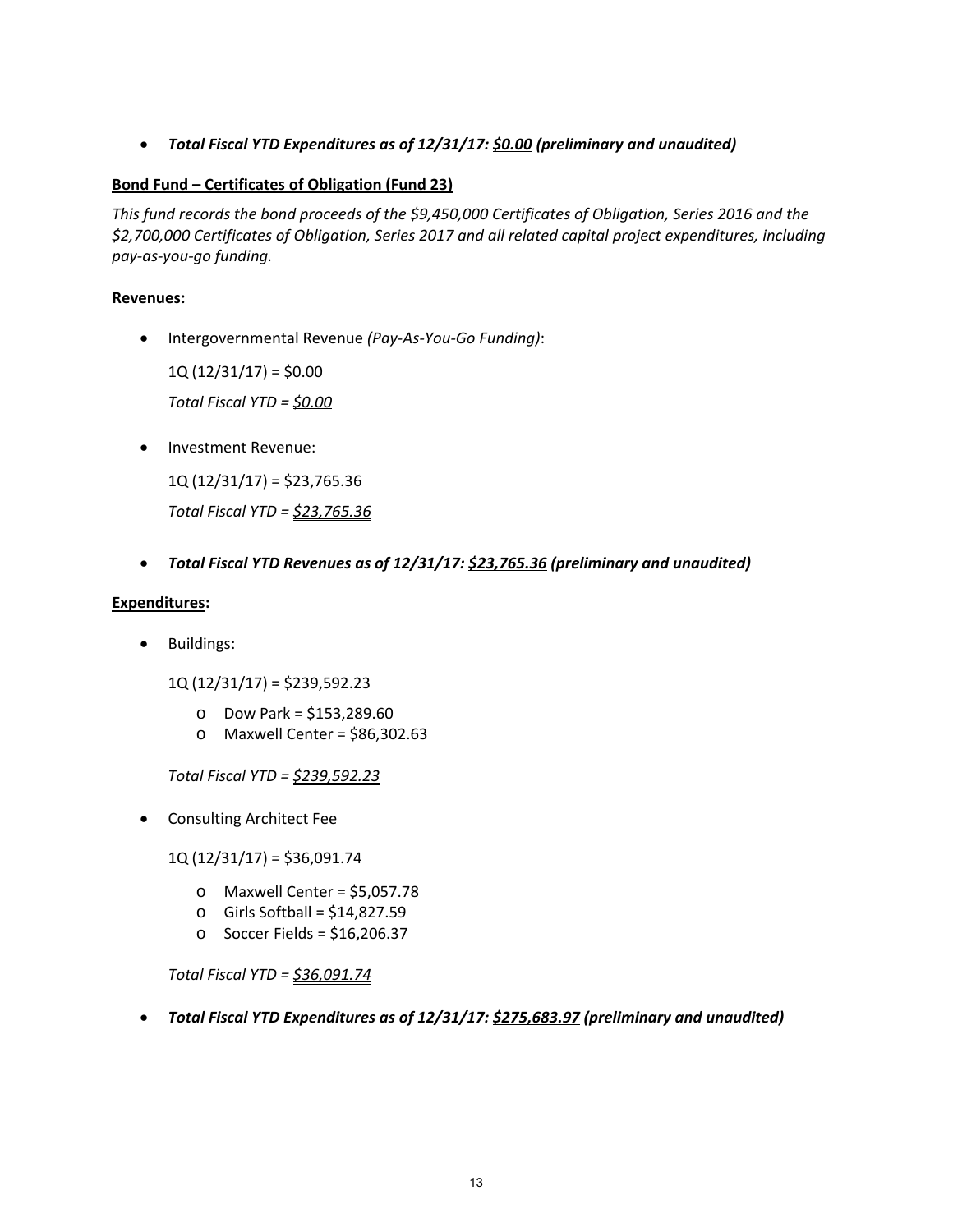- ***Total Fiscal YTD Expenditures as of 12/31/17: $0.00 (preliminary and unaudited)***

**Bond Fund – Certificates of Obligation (Fund 23)**

*This fund records the bond proceeds of the $9,450,000 Certificates of Obligation, Series 2016 and the $2,700,000 Certificates of Obligation, Series 2017 and all related capital project expenditures, including pay-as-you-go funding.*

**Revenues:**

- Intergovernmental Revenue *(Pay-As-You-Go Funding)*:

  1Q (12/31/17) = $0.00

  *Total Fiscal YTD = $0.00*

- Investment Revenue:

  1Q (12/31/17) = $23,765.36

  *Total Fiscal YTD = $23,765.36*

- ***Total Fiscal YTD Revenues as of 12/31/17: $23,765.36 (preliminary and unaudited)***

**Expenditures:**

- Buildings:

  1Q (12/31/17) = $239,592.23

  - Dow Park = $153,289.60
  - Maxwell Center = $86,302.63

  *Total Fiscal YTD = $239,592.23*

- Consulting Architect Fee

  1Q (12/31/17) = $36,091.74

  - Maxwell Center = $5,057.78
  - Girls Softball = $14,827.59
  - Soccer Fields = $16,206.37

  *Total Fiscal YTD = $36,091.74*

- ***Total Fiscal YTD Expenditures as of 12/31/17: $275,683.97 (preliminary and unaudited)***